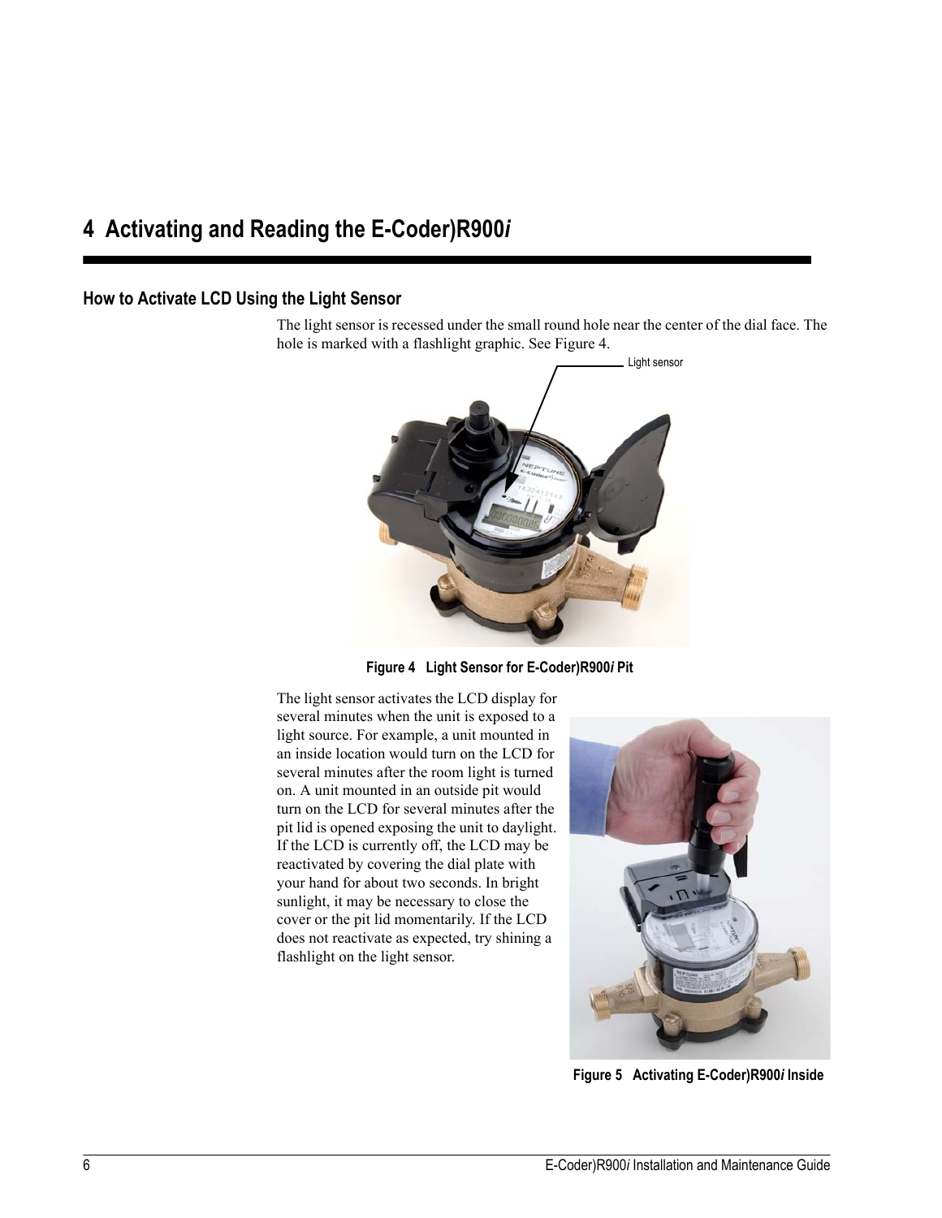# 4 Activating and Reading the E-Coder)R900*i*

## How to Activate LCD Using the Light Sensor

The light sensor is recessed under the small round hole near the center of the dial face. The hole is marked with a flashlight graphic. See Figure 4.

Light sensor

**Figure 4 Light Sensor for E-Coder)R900*i* Pit**

The light sensor activates the LCD display for several minutes when the unit is exposed to a light source. For example, a unit mounted in an inside location would turn on the LCD for several minutes after the room light is turned on. A unit mounted in an outside pit would turn on the LCD for several minutes after the pit lid is opened exposing the unit to daylight. If the LCD is currently off, the LCD may be reactivated by covering the dial plate with your hand for about two seconds. In bright sunlight, it may be necessary to close the cover or the pit lid momentarily. If the LCD does not reactivate as expected, try shining a flashlight on the light sensor.

**Figure 5 Activating E-Coder)R900*i* Inside**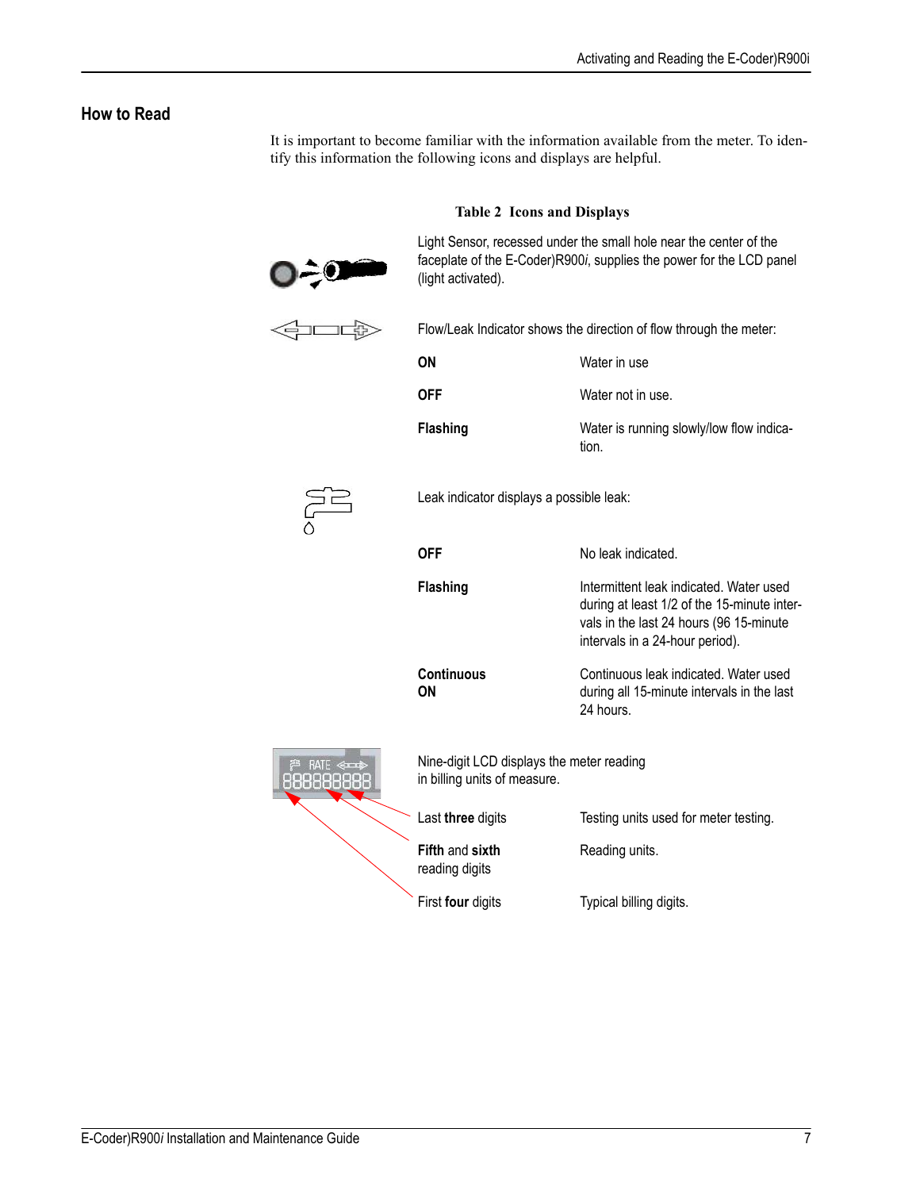## How to Read

It is important to become familiar with the information available from the meter. To identify this information the following icons and displays are helpful.

**Table 2 Icons and Displays**

Light Sensor, recessed under the small hole near the center of the faceplate of the E-Coder)R900*i*, supplies the power for the LCD panel (light activated).

Flow/Leak Indicator shows the direction of flow through the meter:

| | |
|---|---|
| **ON** | Water in use |
| **OFF** | Water not in use. |
| **Flashing** | Water is running slowly/low flow indication. |

Leak indicator displays a possible leak:

| | |
|---|---|
| **OFF** | No leak indicated. |
| **Flashing** | Intermittent leak indicated. Water used during at least 1/2 of the 15-minute intervals in the last 24 hours (96 15-minute intervals in a 24-hour period). |
| **Continuous ON** | Continuous leak indicated. Water used during all 15-minute intervals in the last 24 hours. |

Nine-digit LCD displays the meter reading in billing units of measure.

| | |
|---|---|
| Last **three** digits | Testing units used for meter testing. |
| **Fifth** and **sixth** reading digits | Reading units. |
| First **four** digits | Typical billing digits. |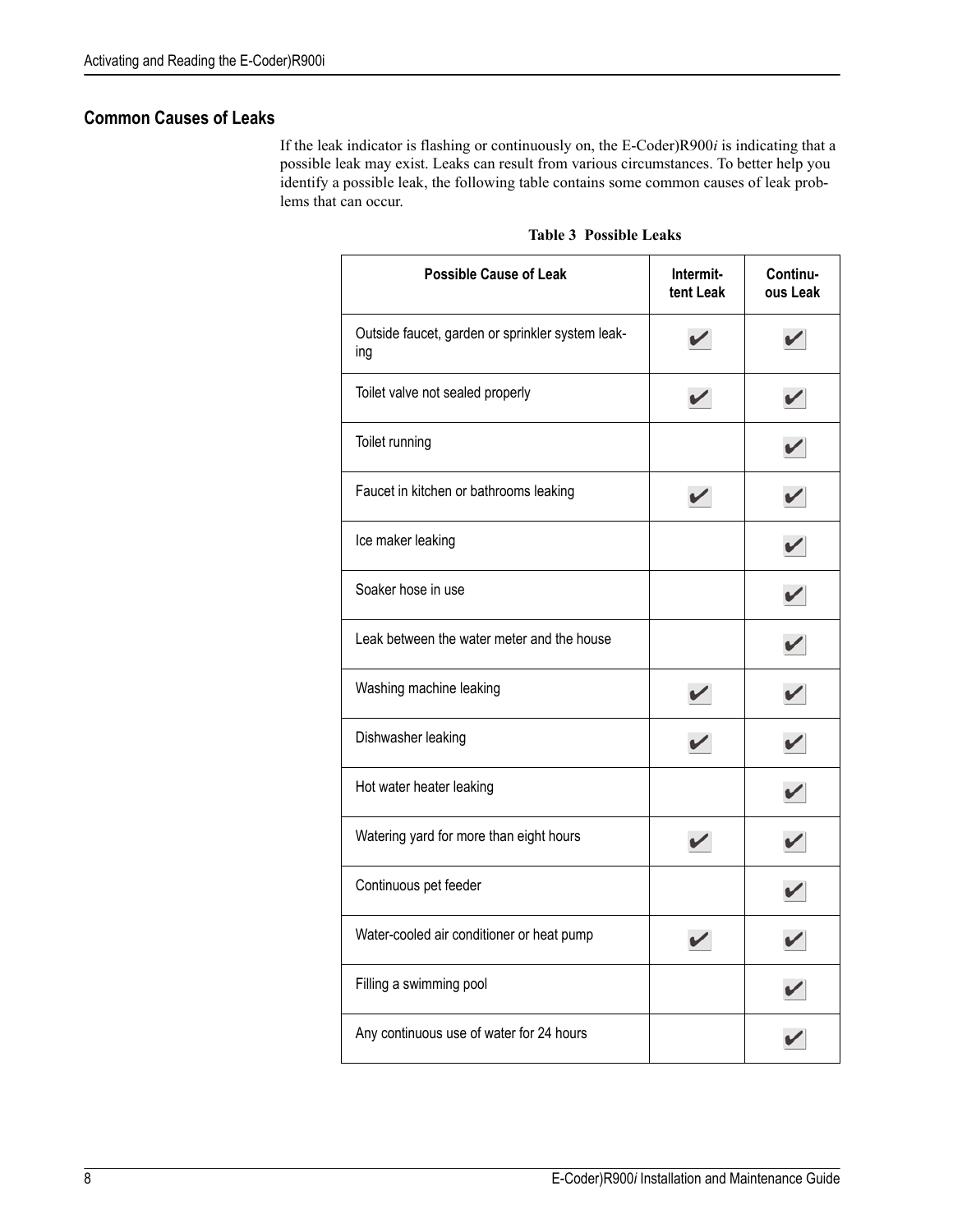## Common Causes of Leaks

If the leak indicator is flashing or continuously on, the E-Coder)R900*i* is indicating that a possible leak may exist. Leaks can result from various circumstances. To better help you identify a possible leak, the following table contains some common causes of leak problems that can occur.

**Table 3 Possible Leaks**

| Possible Cause of Leak | Intermittent Leak | Continuous Leak |
|---|---|---|
| Outside faucet, garden or sprinkler system leaking | ✔ | ✔ |
| Toilet valve not sealed properly | ✔ | ✔ |
| Toilet running | | ✔ |
| Faucet in kitchen or bathrooms leaking | ✔ | ✔ |
| Ice maker leaking | | ✔ |
| Soaker hose in use | | ✔ |
| Leak between the water meter and the house | | ✔ |
| Washing machine leaking | ✔ | ✔ |
| Dishwasher leaking | ✔ | ✔ |
| Hot water heater leaking | | ✔ |
| Watering yard for more than eight hours | ✔ | ✔ |
| Continuous pet feeder | | ✔ |
| Water-cooled air conditioner or heat pump | ✔ | ✔ |
| Filling a swimming pool | | ✔ |
| Any continuous use of water for 24 hours | | ✔ |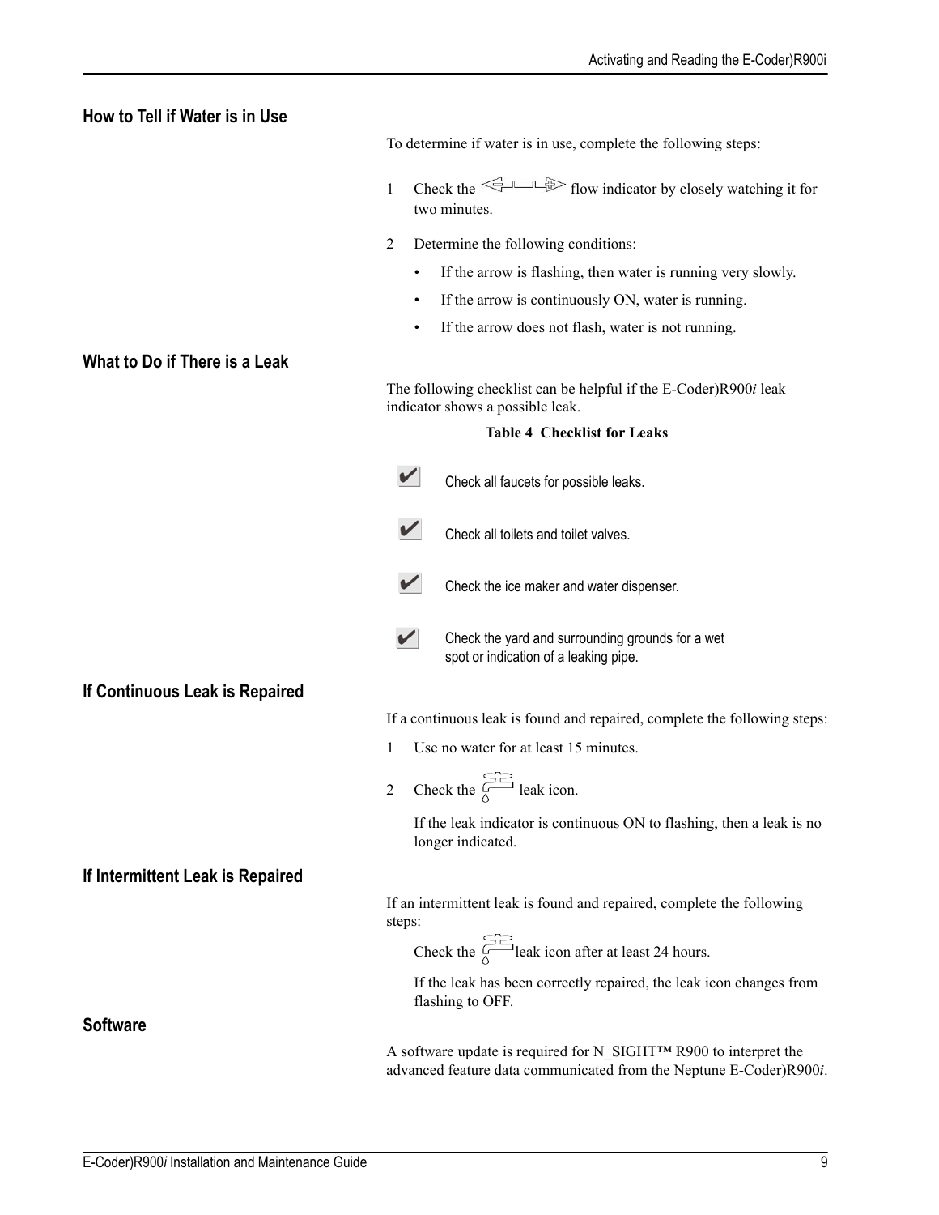## How to Tell if Water is in Use

To determine if water is in use, complete the following steps:

1. Check the flow indicator by closely watching it for two minutes.
2. Determine the following conditions:
   - If the arrow is flashing, then water is running very slowly.
   - If the arrow is continuously ON, water is running.
   - If the arrow does not flash, water is not running.

## What to Do if There is a Leak

The following checklist can be helpful if the E-Coder)R900*i* leak indicator shows a possible leak.

**Table 4 Checklist for Leaks**

| | |
|---|---|
| ✔ | Check all faucets for possible leaks. |
| ✔ | Check all toilets and toilet valves. |
| ✔ | Check the ice maker and water dispenser. |
| ✔ | Check the yard and surrounding grounds for a wet spot or indication of a leaking pipe. |

## If Continuous Leak is Repaired

If a continuous leak is found and repaired, complete the following steps:

1. Use no water for at least 15 minutes.
2. Check the leak icon.

   If the leak indicator is continuous ON to flashing, then a leak is no longer indicated.

## If Intermittent Leak is Repaired

If an intermittent leak is found and repaired, complete the following steps:

Check the leak icon after at least 24 hours.

If the leak has been correctly repaired, the leak icon changes from flashing to OFF.

## Software

A software update is required for N_SIGHT™ R900 to interpret the advanced feature data communicated from the Neptune E-Coder)R900*i*.